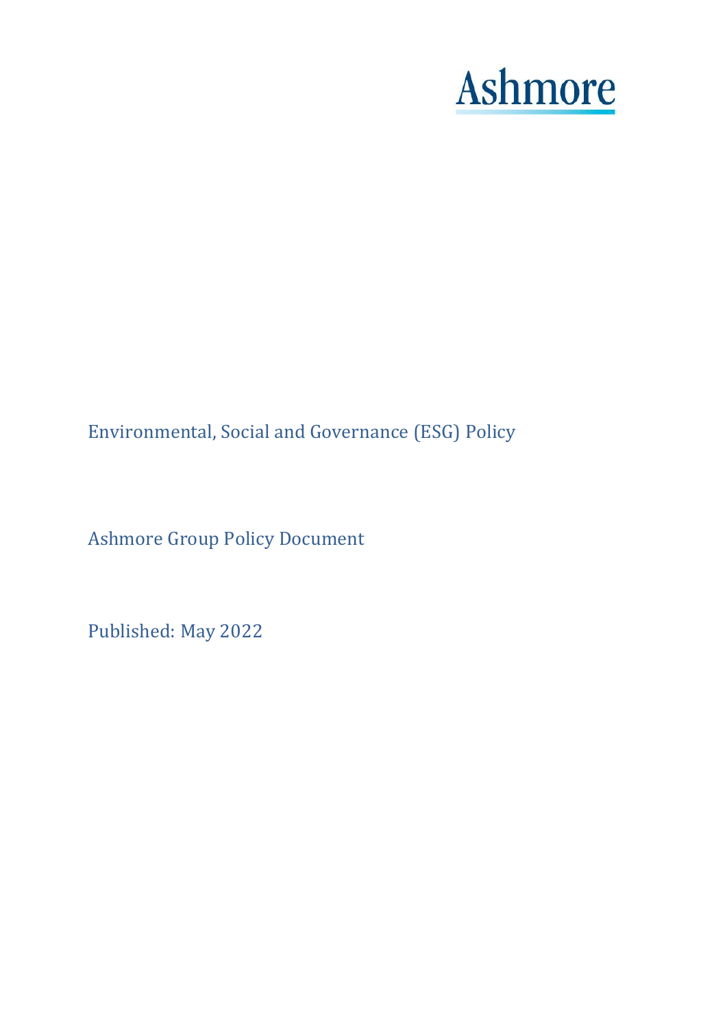Ashmore

# Environmental, Social and Governance (ESG) Policy

Ashmore Group Policy Document

Published: May 2022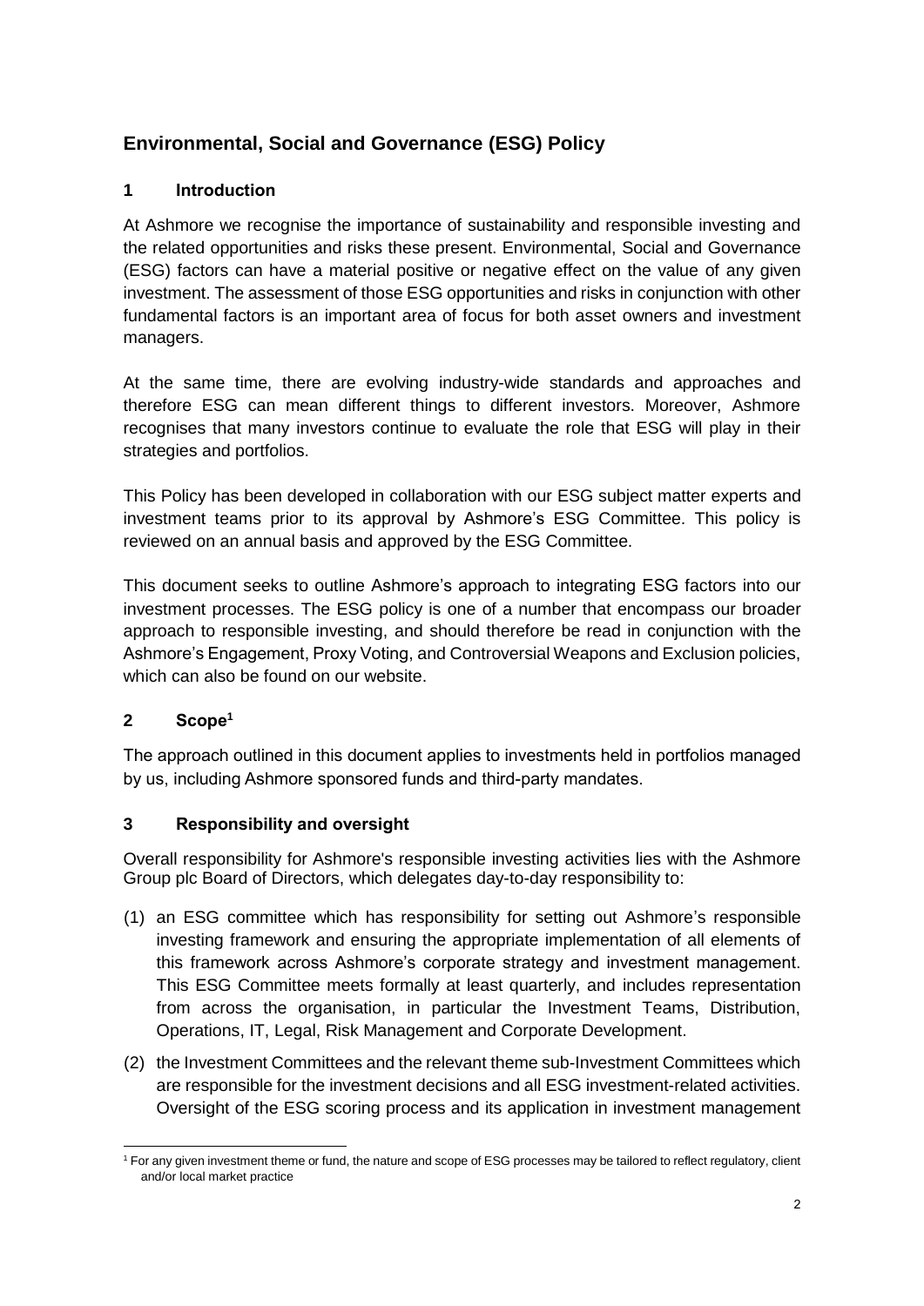# Environmental, Social and Governance (ESG) Policy

## 1 Introduction

At Ashmore we recognise the importance of sustainability and responsible investing and the related opportunities and risks these present. Environmental, Social and Governance (ESG) factors can have a material positive or negative effect on the value of any given investment. The assessment of those ESG opportunities and risks in conjunction with other fundamental factors is an important area of focus for both asset owners and investment managers.

At the same time, there are evolving industry-wide standards and approaches and therefore ESG can mean different things to different investors. Moreover, Ashmore recognises that many investors continue to evaluate the role that ESG will play in their strategies and portfolios.

This Policy has been developed in collaboration with our ESG subject matter experts and investment teams prior to its approval by Ashmore's ESG Committee. This policy is reviewed on an annual basis and approved by the ESG Committee.

This document seeks to outline Ashmore's approach to integrating ESG factors into our investment processes. The ESG policy is one of a number that encompass our broader approach to responsible investing, and should therefore be read in conjunction with the Ashmore's Engagement, Proxy Voting, and Controversial Weapons and Exclusion policies, which can also be found on our website.

## 2 Scope[1]

The approach outlined in this document applies to investments held in portfolios managed by us, including Ashmore sponsored funds and third-party mandates.

## 3 Responsibility and oversight

Overall responsibility for Ashmore's responsible investing activities lies with the Ashmore Group plc Board of Directors, which delegates day-to-day responsibility to:

(1) an ESG committee which has responsibility for setting out Ashmore's responsible investing framework and ensuring the appropriate implementation of all elements of this framework across Ashmore's corporate strategy and investment management. This ESG Committee meets formally at least quarterly, and includes representation from across the organisation, in particular the Investment Teams, Distribution, Operations, IT, Legal, Risk Management and Corporate Development.

(2) the Investment Committees and the relevant theme sub-Investment Committees which are responsible for the investment decisions and all ESG investment-related activities. Oversight of the ESG scoring process and its application in investment management

[1] For any given investment theme or fund, the nature and scope of ESG processes may be tailored to reflect regulatory, client and/or local market practice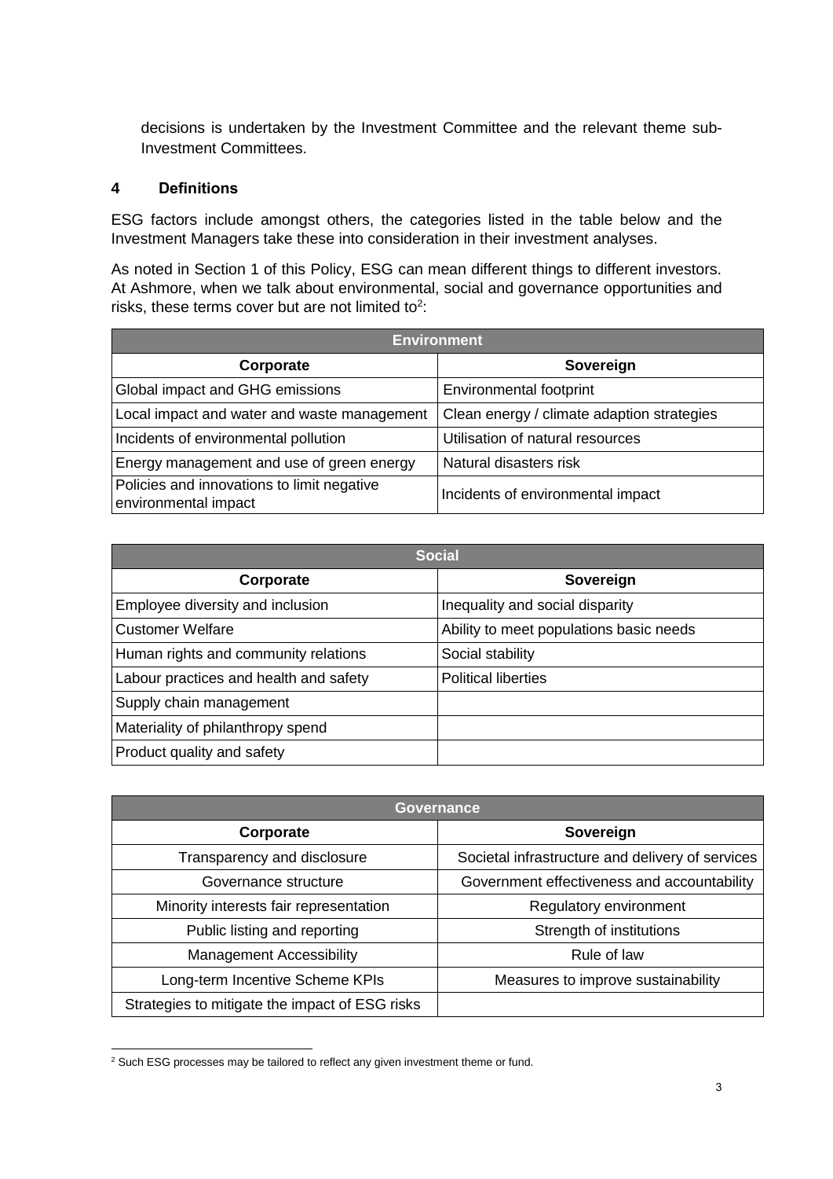decisions is undertaken by the Investment Committee and the relevant theme sub-Investment Committees.

## 4 Definitions

ESG factors include amongst others, the categories listed in the table below and the Investment Managers take these into consideration in their investment analyses.

As noted in Section 1 of this Policy, ESG can mean different things to different investors. At Ashmore, when we talk about environmental, social and governance opportunities and risks, these terms cover but are not limited to[2]:

| Environment | |
|---|---|
| **Corporate** | **Sovereign** |
| Global impact and GHG emissions | Environmental footprint |
| Local impact and water and waste management | Clean energy / climate adaption strategies |
| Incidents of environmental pollution | Utilisation of natural resources |
| Energy management and use of green energy | Natural disasters risk |
| Policies and innovations to limit negative environmental impact | Incidents of environmental impact |

| Social | |
|---|---|
| **Corporate** | **Sovereign** |
| Employee diversity and inclusion | Inequality and social disparity |
| Customer Welfare | Ability to meet populations basic needs |
| Human rights and community relations | Social stability |
| Labour practices and health and safety | Political liberties |
| Supply chain management | |
| Materiality of philanthropy spend | |
| Product quality and safety | |

| Governance | |
|---|---|
| **Corporate** | **Sovereign** |
| Transparency and disclosure | Societal infrastructure and delivery of services |
| Governance structure | Government effectiveness and accountability |
| Minority interests fair representation | Regulatory environment |
| Public listing and reporting | Strength of institutions |
| Management Accessibility | Rule of law |
| Long-term Incentive Scheme KPIs | Measures to improve sustainability |
| Strategies to mitigate the impact of ESG risks | |

[2] Such ESG processes may be tailored to reflect any given investment theme or fund.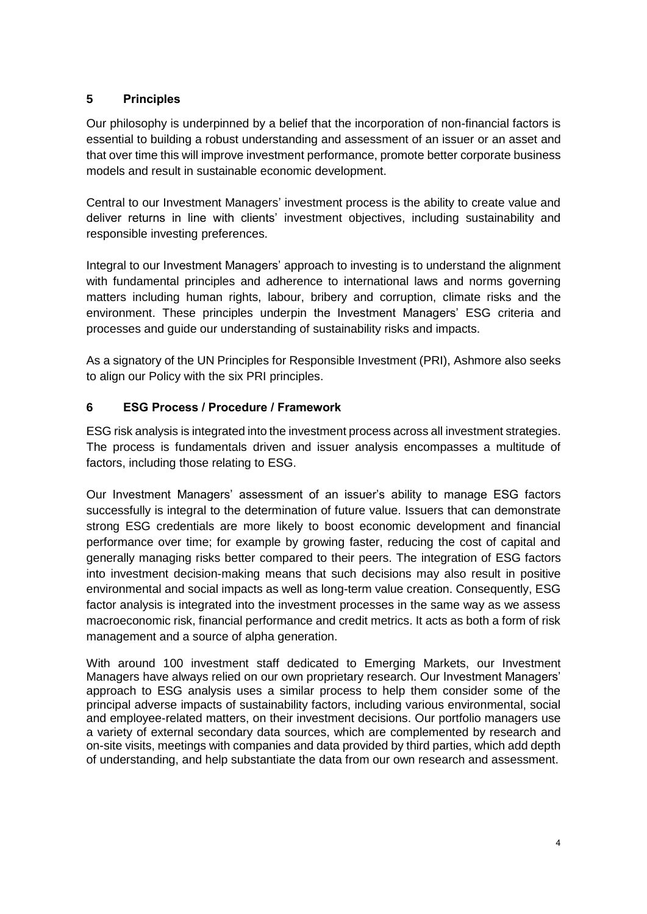## 5 Principles

Our philosophy is underpinned by a belief that the incorporation of non-financial factors is essential to building a robust understanding and assessment of an issuer or an asset and that over time this will improve investment performance, promote better corporate business models and result in sustainable economic development.

Central to our Investment Managers' investment process is the ability to create value and deliver returns in line with clients' investment objectives, including sustainability and responsible investing preferences.

Integral to our Investment Managers' approach to investing is to understand the alignment with fundamental principles and adherence to international laws and norms governing matters including human rights, labour, bribery and corruption, climate risks and the environment. These principles underpin the Investment Managers' ESG criteria and processes and guide our understanding of sustainability risks and impacts.

As a signatory of the UN Principles for Responsible Investment (PRI), Ashmore also seeks to align our Policy with the six PRI principles.

## 6 ESG Process / Procedure / Framework

ESG risk analysis is integrated into the investment process across all investment strategies. The process is fundamentals driven and issuer analysis encompasses a multitude of factors, including those relating to ESG.

Our Investment Managers' assessment of an issuer's ability to manage ESG factors successfully is integral to the determination of future value. Issuers that can demonstrate strong ESG credentials are more likely to boost economic development and financial performance over time; for example by growing faster, reducing the cost of capital and generally managing risks better compared to their peers. The integration of ESG factors into investment decision-making means that such decisions may also result in positive environmental and social impacts as well as long-term value creation. Consequently, ESG factor analysis is integrated into the investment processes in the same way as we assess macroeconomic risk, financial performance and credit metrics. It acts as both a form of risk management and a source of alpha generation.

With around 100 investment staff dedicated to Emerging Markets, our Investment Managers have always relied on our own proprietary research. Our Investment Managers' approach to ESG analysis uses a similar process to help them consider some of the principal adverse impacts of sustainability factors, including various environmental, social and employee-related matters, on their investment decisions. Our portfolio managers use a variety of external secondary data sources, which are complemented by research and on-site visits, meetings with companies and data provided by third parties, which add depth of understanding, and help substantiate the data from our own research and assessment.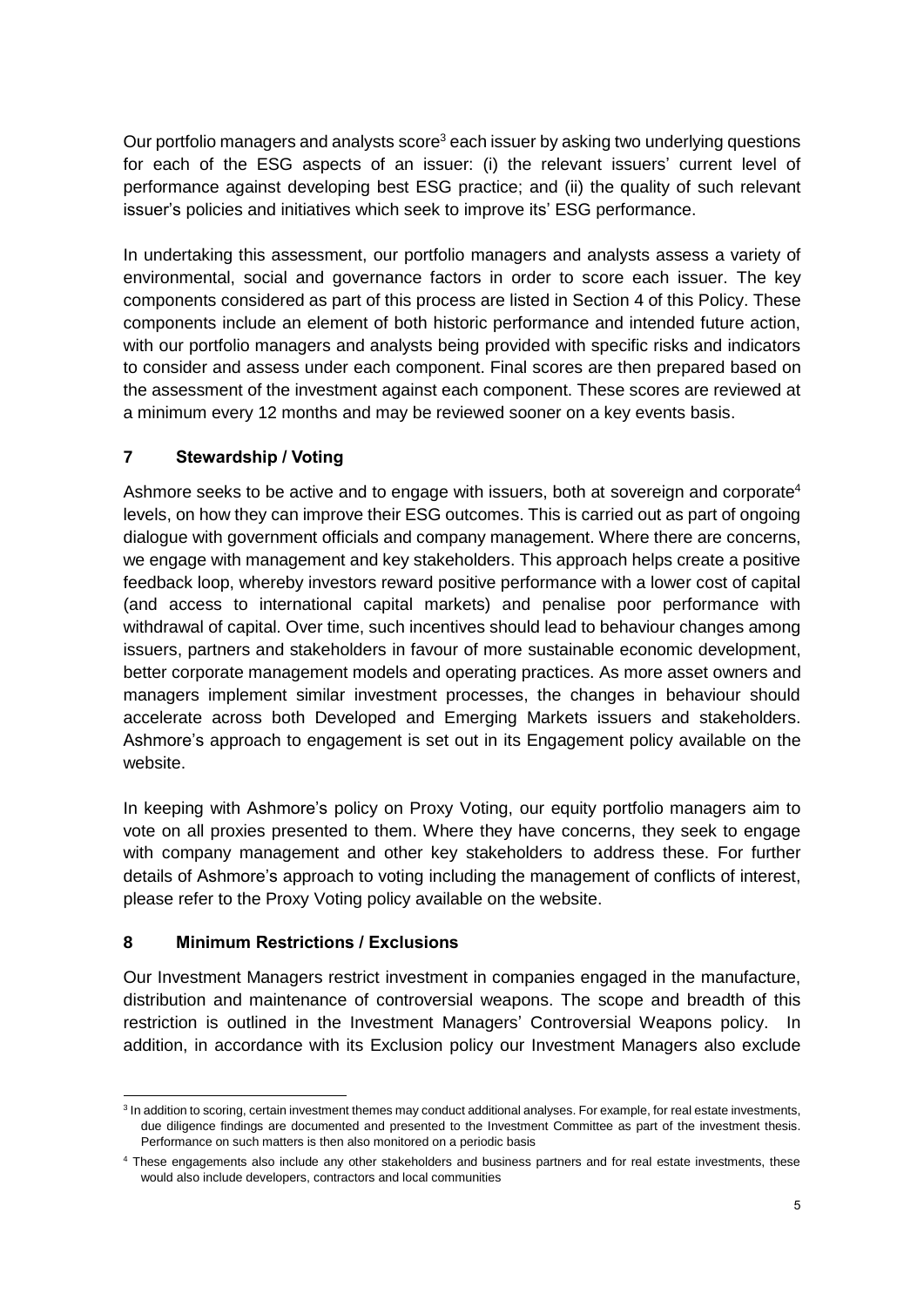Our portfolio managers and analysts score[3] each issuer by asking two underlying questions for each of the ESG aspects of an issuer: (i) the relevant issuers' current level of performance against developing best ESG practice; and (ii) the quality of such relevant issuer's policies and initiatives which seek to improve its' ESG performance.

In undertaking this assessment, our portfolio managers and analysts assess a variety of environmental, social and governance factors in order to score each issuer. The key components considered as part of this process are listed in Section 4 of this Policy. These components include an element of both historic performance and intended future action, with our portfolio managers and analysts being provided with specific risks and indicators to consider and assess under each component. Final scores are then prepared based on the assessment of the investment against each component. These scores are reviewed at a minimum every 12 months and may be reviewed sooner on a key events basis.

## 7 Stewardship / Voting

Ashmore seeks to be active and to engage with issuers, both at sovereign and corporate[4] levels, on how they can improve their ESG outcomes. This is carried out as part of ongoing dialogue with government officials and company management. Where there are concerns, we engage with management and key stakeholders. This approach helps create a positive feedback loop, whereby investors reward positive performance with a lower cost of capital (and access to international capital markets) and penalise poor performance with withdrawal of capital. Over time, such incentives should lead to behaviour changes among issuers, partners and stakeholders in favour of more sustainable economic development, better corporate management models and operating practices. As more asset owners and managers implement similar investment processes, the changes in behaviour should accelerate across both Developed and Emerging Markets issuers and stakeholders. Ashmore's approach to engagement is set out in its Engagement policy available on the website.

In keeping with Ashmore's policy on Proxy Voting, our equity portfolio managers aim to vote on all proxies presented to them. Where they have concerns, they seek to engage with company management and other key stakeholders to address these. For further details of Ashmore's approach to voting including the management of conflicts of interest, please refer to the Proxy Voting policy available on the website.

## 8 Minimum Restrictions / Exclusions

Our Investment Managers restrict investment in companies engaged in the manufacture, distribution and maintenance of controversial weapons. The scope and breadth of this restriction is outlined in the Investment Managers' Controversial Weapons policy. In addition, in accordance with its Exclusion policy our Investment Managers also exclude

---

[3] In addition to scoring, certain investment themes may conduct additional analyses. For example, for real estate investments, due diligence findings are documented and presented to the Investment Committee as part of the investment thesis. Performance on such matters is then also monitored on a periodic basis

[4] These engagements also include any other stakeholders and business partners and for real estate investments, these would also include developers, contractors and local communities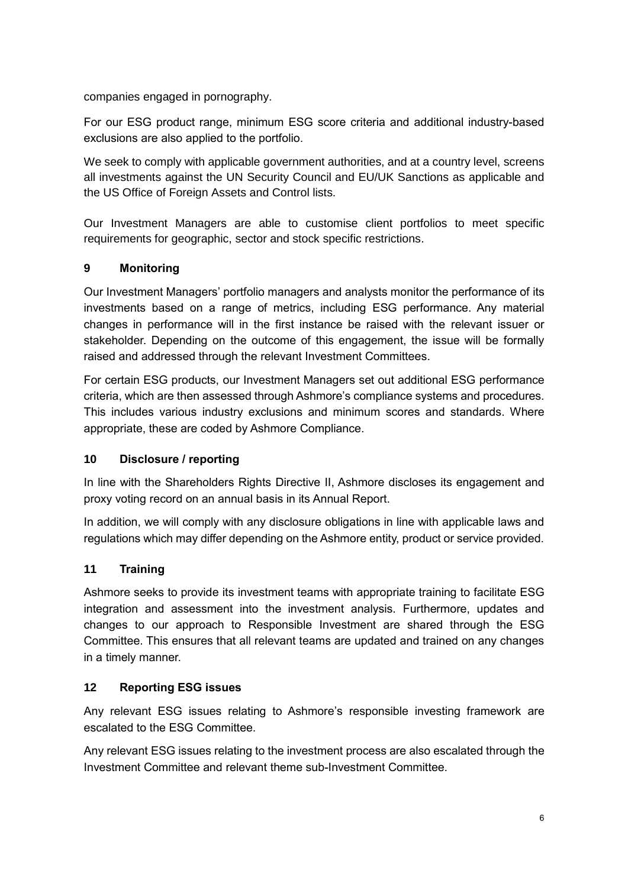companies engaged in pornography.

For our ESG product range, minimum ESG score criteria and additional industry-based exclusions are also applied to the portfolio.

We seek to comply with applicable government authorities, and at a country level, screens all investments against the UN Security Council and EU/UK Sanctions as applicable and the US Office of Foreign Assets and Control lists.

Our Investment Managers are able to customise client portfolios to meet specific requirements for geographic, sector and stock specific restrictions.

## 9 Monitoring

Our Investment Managers' portfolio managers and analysts monitor the performance of its investments based on a range of metrics, including ESG performance. Any material changes in performance will in the first instance be raised with the relevant issuer or stakeholder. Depending on the outcome of this engagement, the issue will be formally raised and addressed through the relevant Investment Committees.

For certain ESG products, our Investment Managers set out additional ESG performance criteria, which are then assessed through Ashmore's compliance systems and procedures. This includes various industry exclusions and minimum scores and standards. Where appropriate, these are coded by Ashmore Compliance.

## 10 Disclosure / reporting

In line with the Shareholders Rights Directive II, Ashmore discloses its engagement and proxy voting record on an annual basis in its Annual Report.

In addition, we will comply with any disclosure obligations in line with applicable laws and regulations which may differ depending on the Ashmore entity, product or service provided.

## 11 Training

Ashmore seeks to provide its investment teams with appropriate training to facilitate ESG integration and assessment into the investment analysis. Furthermore, updates and changes to our approach to Responsible Investment are shared through the ESG Committee. This ensures that all relevant teams are updated and trained on any changes in a timely manner.

## 12 Reporting ESG issues

Any relevant ESG issues relating to Ashmore's responsible investing framework are escalated to the ESG Committee.

Any relevant ESG issues relating to the investment process are also escalated through the Investment Committee and relevant theme sub-Investment Committee.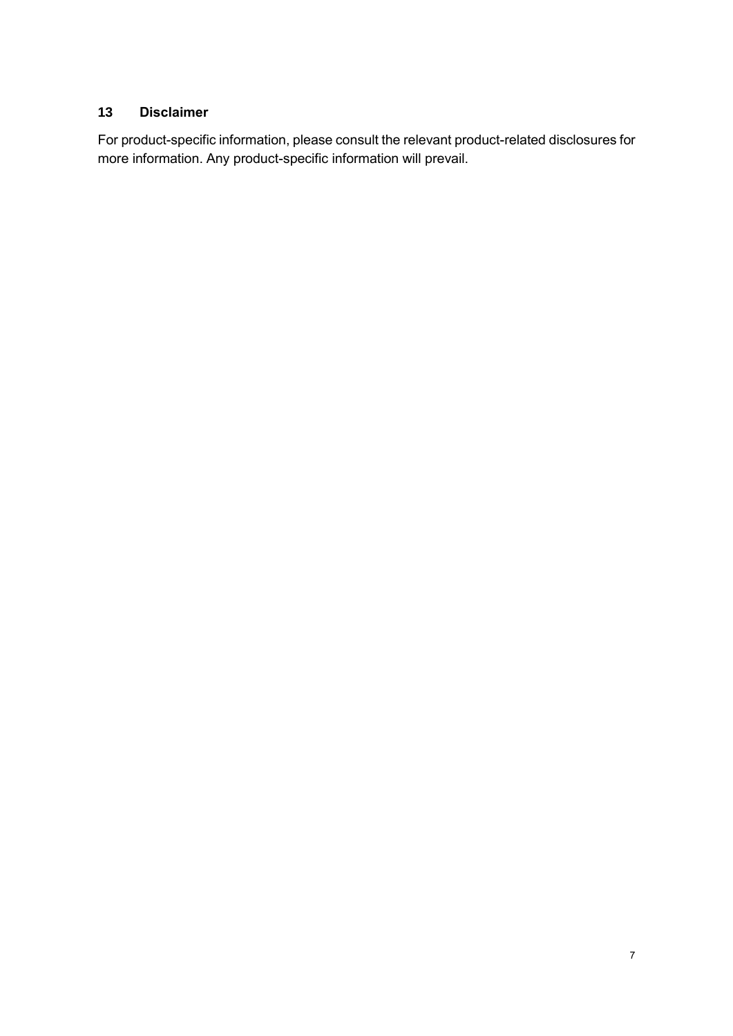## 13 Disclaimer

For product-specific information, please consult the relevant product-related disclosures for more information. Any product-specific information will prevail.